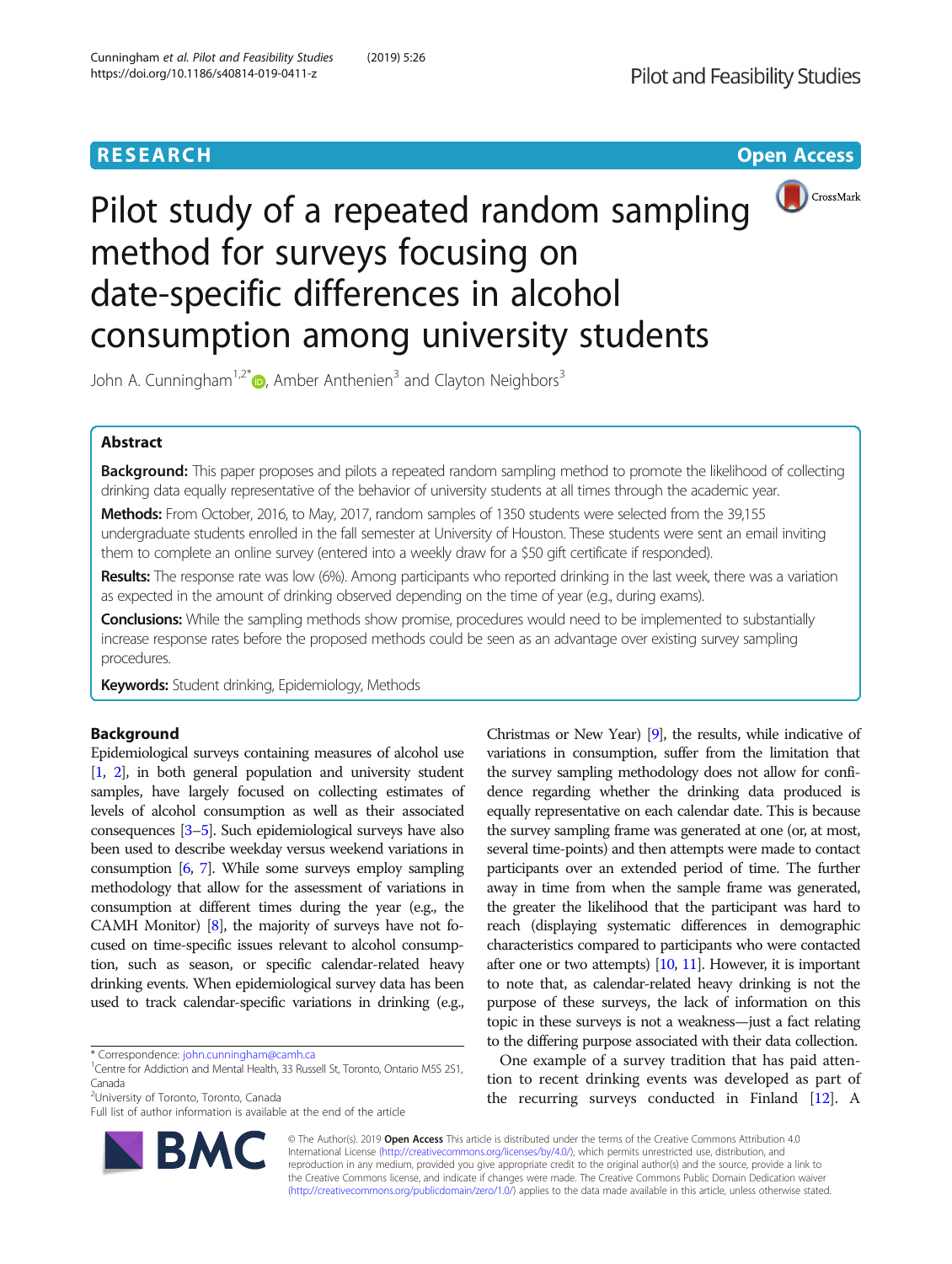RESEARCH

Open Access

# Pilot study of a repeated random sampling method for surveys focusing on date-specific differences in alcohol consumption among university students

John A. Cunningham[1,2*], Amber Anthenien[3] and Clayton Neighbors[3]

## Abstract

**Background:** This paper proposes and pilots a repeated random sampling method to promote the likelihood of collecting drinking data equally representative of the behavior of university students at all times through the academic year.

**Methods:** From October, 2016, to May, 2017, random samples of 1350 students were selected from the 39,155 undergraduate students enrolled in the fall semester at University of Houston. These students were sent an email inviting them to complete an online survey (entered into a weekly draw for a $50 gift certificate if responded).

**Results:** The response rate was low (6%). Among participants who reported drinking in the last week, there was a variation as expected in the amount of drinking observed depending on the time of year (e.g., during exams).

**Conclusions:** While the sampling methods show promise, procedures would need to be implemented to substantially increase response rates before the proposed methods could be seen as an advantage over existing survey sampling procedures.

**Keywords:** Student drinking, Epidemiology, Methods

## Background

Epidemiological surveys containing measures of alcohol use [1, 2], in both general population and university student samples, have largely focused on collecting estimates of levels of alcohol consumption as well as their associated consequences [3–5]. Such epidemiological surveys have also been used to describe weekday versus weekend variations in consumption [6, 7]. While some surveys employ sampling methodology that allow for the assessment of variations in consumption at different times during the year (e.g., the CAMH Monitor) [8], the majority of surveys have not focused on time-specific issues relevant to alcohol consumption, such as season, or specific calendar-related heavy drinking events. When epidemiological survey data has been used to track calendar-specific variations in drinking (e.g., Christmas or New Year) [9], the results, while indicative of variations in consumption, suffer from the limitation that the survey sampling methodology does not allow for confidence regarding whether the drinking data produced is equally representative on each calendar date. This is because the survey sampling frame was generated at one (or, at most, several time-points) and then attempts were made to contact participants over an extended period of time. The further away in time from when the sample frame was generated, the greater the likelihood that the participant was hard to reach (displaying systematic differences in demographic characteristics compared to participants who were contacted after one or two attempts) [10, 11]. However, it is important to note that, as calendar-related heavy drinking is not the purpose of these surveys, the lack of information on this topic in these surveys is not a weakness—just a fact relating to the differing purpose associated with their data collection.

One example of a survey tradition that has paid attention to recent drinking events was developed as part of the recurring surveys conducted in Finland [12]. A

\* Correspondence: john.cunningham@camh.ca
[1]Centre for Addiction and Mental Health, 33 Russell St, Toronto, Ontario M5S 2S1, Canada
[2]University of Toronto, Toronto, Canada
Full list of author information is available at the end of the article

© The Author(s). 2019 **Open Access** This article is distributed under the terms of the Creative Commons Attribution 4.0 International License (http://creativecommons.org/licenses/by/4.0/), which permits unrestricted use, distribution, and reproduction in any medium, provided you give appropriate credit to the original author(s) and the source, provide a link to the Creative Commons license, and indicate if changes were made. The Creative Commons Public Domain Dedication waiver (http://creativecommons.org/publicdomain/zero/1.0/) applies to the data made available in this article, unless otherwise stated.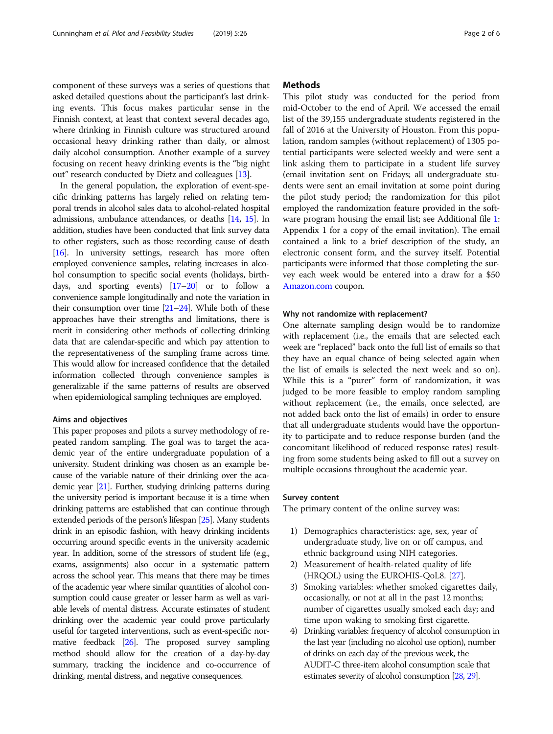component of these surveys was a series of questions that asked detailed questions about the participant's last drinking events. This focus makes particular sense in the Finnish context, at least that context several decades ago, where drinking in Finnish culture was structured around occasional heavy drinking rather than daily, or almost daily alcohol consumption. Another example of a survey focusing on recent heavy drinking events is the "big night out" research conducted by Dietz and colleagues [13].

In the general population, the exploration of event-specific drinking patterns has largely relied on relating temporal trends in alcohol sales data to alcohol-related hospital admissions, ambulance attendances, or deaths [14, 15]. In addition, studies have been conducted that link survey data to other registers, such as those recording cause of death [16]. In university settings, research has more often employed convenience samples, relating increases in alcohol consumption to specific social events (holidays, birthdays, and sporting events) [17–20] or to follow a convenience sample longitudinally and note the variation in their consumption over time [21–24]. While both of these approaches have their strengths and limitations, there is merit in considering other methods of collecting drinking data that are calendar-specific and which pay attention to the representativeness of the sampling frame across time. This would allow for increased confidence that the detailed information collected through convenience samples is generalizable if the same patterns of results are observed when epidemiological sampling techniques are employed.

### Aims and objectives

This paper proposes and pilots a survey methodology of repeated random sampling. The goal was to target the academic year of the entire undergraduate population of a university. Student drinking was chosen as an example because of the variable nature of their drinking over the academic year [21]. Further, studying drinking patterns during the university period is important because it is a time when drinking patterns are established that can continue through extended periods of the person's lifespan [25]. Many students drink in an episodic fashion, with heavy drinking incidents occurring around specific events in the university academic year. In addition, some of the stressors of student life (e.g., exams, assignments) also occur in a systematic pattern across the school year. This means that there may be times of the academic year where similar quantities of alcohol consumption could cause greater or lesser harm as well as variable levels of mental distress. Accurate estimates of student drinking over the academic year could prove particularly useful for targeted interventions, such as event-specific normative feedback [26]. The proposed survey sampling method should allow for the creation of a day-by-day summary, tracking the incidence and co-occurrence of drinking, mental distress, and negative consequences.

## Methods

This pilot study was conducted for the period from mid-October to the end of April. We accessed the email list of the 39,155 undergraduate students registered in the fall of 2016 at the University of Houston. From this population, random samples (without replacement) of 1305 potential participants were selected weekly and were sent a link asking them to participate in a student life survey (email invitation sent on Fridays; all undergraduate students were sent an email invitation at some point during the pilot study period; the randomization for this pilot employed the randomization feature provided in the software program housing the email list; see Additional file 1: Appendix 1 for a copy of the email invitation). The email contained a link to a brief description of the study, an electronic consent form, and the survey itself. Potential participants were informed that those completing the survey each week would be entered into a draw for a $50 Amazon.com coupon.

### Why not randomize with replacement?

One alternate sampling design would be to randomize with replacement (i.e., the emails that are selected each week are "replaced" back onto the full list of emails so that they have an equal chance of being selected when the list of emails is selected the next week and so on). While this is a "purer" form of randomization, it was judged to be more feasible to employ random sampling without replacement (i.e., the emails, once selected, are not added back onto the list of emails) in order to ensure that all undergraduate students would have the opportunity to participate and to reduce response burden (and the concomitant likelihood of reduced response rates) resulting from some students being asked to fill out a survey on multiple occasions throughout the academic year.

### Survey content

The primary content of the online survey was:

1) Demographics characteristics: age, sex, year of undergraduate study, live on or off campus, and ethnic background using NIH categories.
2) Measurement of health-related quality of life (HRQOL) using the EUROHIS-QoL8. [27].
3) Smoking variables: whether smoked cigarettes daily, occasionally, or not at all in the past 12 months; number of cigarettes usually smoked each day; and time upon waking to smoking first cigarette.
4) Drinking variables: frequency of alcohol consumption in the last year (including no alcohol use option), number of drinks on each day of the previous week, the AUDIT-C three-item alcohol consumption scale that estimates severity of alcohol consumption [28, 29].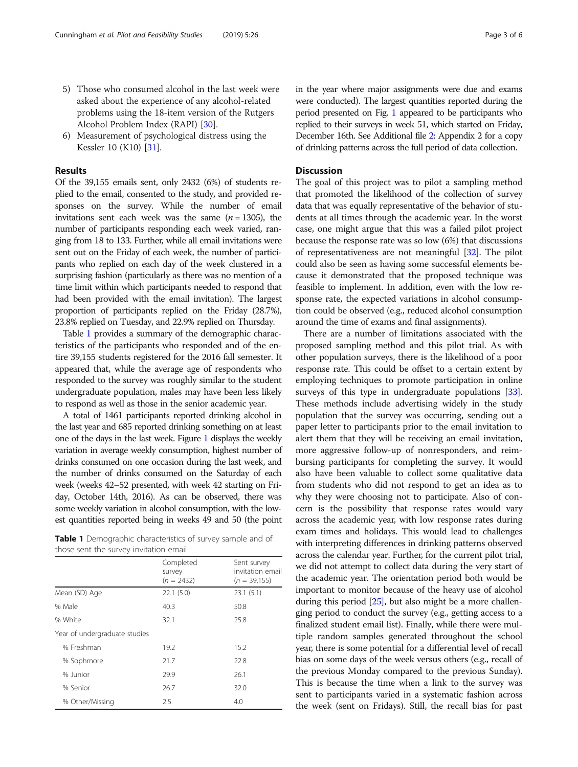5) Those who consumed alcohol in the last week were asked about the experience of any alcohol-related problems using the 18-item version of the Rutgers Alcohol Problem Index (RAPI) [30].
6) Measurement of psychological distress using the Kessler 10 (K10) [31].

## Results

Of the 39,155 emails sent, only 2432 (6%) of students replied to the email, consented to the study, and provided responses on the survey. While the number of email invitations sent each week was the same ($n = 1305$), the number of participants responding each week varied, ranging from 18 to 133. Further, while all email invitations were sent out on the Friday of each week, the number of participants who replied on each day of the week clustered in a surprising fashion (particularly as there was no mention of a time limit within which participants needed to respond that had been provided with the email invitation). The largest proportion of participants replied on the Friday (28.7%), 23.8% replied on Tuesday, and 22.9% replied on Thursday.

Table 1 provides a summary of the demographic characteristics of the participants who responded and of the entire 39,155 students registered for the 2016 fall semester. It appeared that, while the average age of respondents who responded to the survey was roughly similar to the student undergraduate population, males may have been less likely to respond as well as those in the senior academic year.

A total of 1461 participants reported drinking alcohol in the last year and 685 reported drinking something on at least one of the days in the last week. Figure 1 displays the weekly variation in average weekly consumption, highest number of drinks consumed on one occasion during the last week, and the number of drinks consumed on the Saturday of each week (weeks 42–52 presented, with week 42 starting on Friday, October 14th, 2016). As can be observed, there was some weekly variation in alcohol consumption, with the lowest quantities reported being in weeks 49 and 50 (the point in the year where major assignments were due and exams were conducted). The largest quantities reported during the period presented on Fig. 1 appeared to be participants who replied to their surveys in week 51, which started on Friday, December 16th. See Additional file 2: Appendix 2 for a copy of drinking patterns across the full period of data collection.

**Table 1** Demographic characteristics of survey sample and of those sent the survey invitation email

| | Completed survey ($n = 2432$) | Sent survey invitation email ($n = 39,155$) |
|---|---|---|
| Mean (SD) Age | 22.1 (5.0) | 23.1 (5.1) |
| % Male | 40.3 | 50.8 |
| % White | 32.1 | 25.8 |
| Year of undergraduate studies | | |
| % Freshman | 19.2 | 15.2 |
| % Sophmore | 21.7 | 22.8 |
| % Junior | 29.9 | 26.1 |
| % Senior | 26.7 | 32.0 |
| % Other/Missing | 2.5 | 4.0 |

## Discussion

The goal of this project was to pilot a sampling method that promoted the likelihood of the collection of survey data that was equally representative of the behavior of students at all times through the academic year. In the worst case, one might argue that this was a failed pilot project because the response rate was so low (6%) that discussions of representativeness are not meaningful [32]. The pilot could also be seen as having some successful elements because it demonstrated that the proposed technique was feasible to implement. In addition, even with the low response rate, the expected variations in alcohol consumption could be observed (e.g., reduced alcohol consumption around the time of exams and final assignments).

There are a number of limitations associated with the proposed sampling method and this pilot trial. As with other population surveys, there is the likelihood of a poor response rate. This could be offset to a certain extent by employing techniques to promote participation in online surveys of this type in undergraduate populations [33]. These methods include advertising widely in the study population that the survey was occurring, sending out a paper letter to participants prior to the email invitation to alert them that they will be receiving an email invitation, more aggressive follow-up of nonresponders, and reimbursing participants for completing the survey. It would also have been valuable to collect some qualitative data from students who did not respond to get an idea as to why they were choosing not to participate. Also of concern is the possibility that response rates would vary across the academic year, with low response rates during exam times and holidays. This would lead to challenges with interpreting differences in drinking patterns observed across the calendar year. Further, for the current pilot trial, we did not attempt to collect data during the very start of the academic year. The orientation period both would be important to monitor because of the heavy use of alcohol during this period [25], but also might be a more challenging period to conduct the survey (e.g., getting access to a finalized student email list). Finally, while there were multiple random samples generated throughout the school year, there is some potential for a differential level of recall bias on some days of the week versus others (e.g., recall of the previous Monday compared to the previous Sunday). This is because the time when a link to the survey was sent to participants varied in a systematic fashion across the week (sent on Fridays). Still, the recall bias for past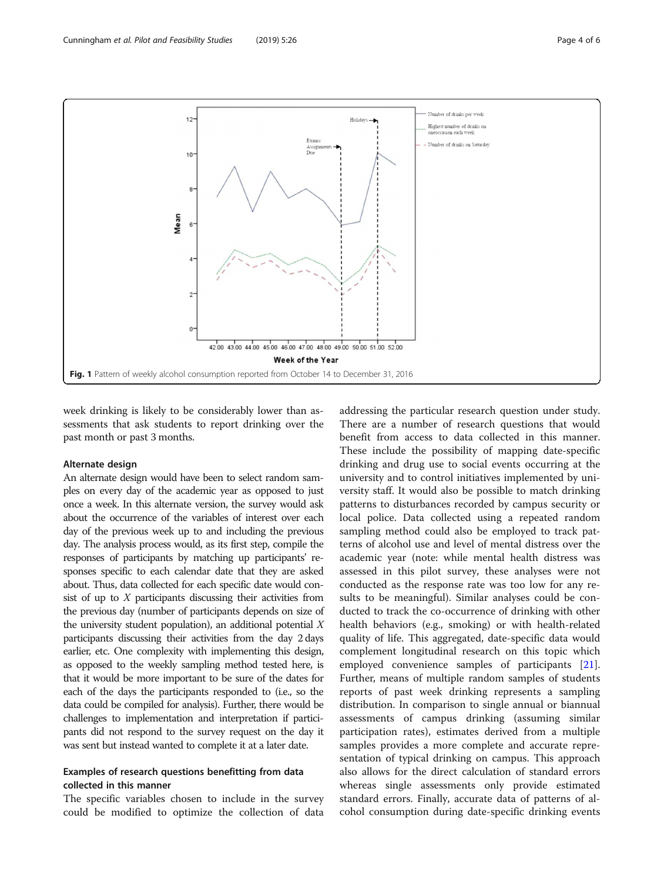12
10
8
6
4
2
0

Mean

42.00 43.00 44.00 45.00 46.00 47.00 48.00 49.00 50.00 51.00 52.00

Week of the Year

Exams/ Assignments Due

Holidays

Number of drinks per week

Highest number of drinks on oneoccasion each week

Number of drinks on Saturday

**Fig. 1** Pattern of weekly alcohol consumption reported from October 14 to December 31, 2016

week drinking is likely to be considerably lower than assessments that ask students to report drinking over the past month or past 3 months.

### Alternate design

An alternate design would have been to select random samples on every day of the academic year as opposed to just once a week. In this alternate version, the survey would ask about the occurrence of the variables of interest over each day of the previous week up to and including the previous day. The analysis process would, as its first step, compile the responses of participants by matching up participants' responses specific to each calendar date that they are asked about. Thus, data collected for each specific date would consist of up to $X$ participants discussing their activities from the previous day (number of participants depends on size of the university student population), an additional potential $X$ participants discussing their activities from the day 2 days earlier, etc. One complexity with implementing this design, as opposed to the weekly sampling method tested here, is that it would be more important to be sure of the dates for each of the days the participants responded to (i.e., so the data could be compiled for analysis). Further, there would be challenges to implementation and interpretation if participants did not respond to the survey request on the day it was sent but instead wanted to complete it at a later date.

### Examples of research questions benefitting from data collected in this manner

The specific variables chosen to include in the survey could be modified to optimize the collection of data addressing the particular research question under study. There are a number of research questions that would benefit from access to data collected in this manner. These include the possibility of mapping date-specific drinking and drug use to social events occurring at the university and to control initiatives implemented by university staff. It would also be possible to match drinking patterns to disturbances recorded by campus security or local police. Data collected using a repeated random sampling method could also be employed to track patterns of alcohol use and level of mental distress over the academic year (note: while mental health distress was assessed in this pilot survey, these analyses were not conducted as the response rate was too low for any results to be meaningful). Similar analyses could be conducted to track the co-occurrence of drinking with other health behaviors (e.g., smoking) or with health-related quality of life. This aggregated, date-specific data would complement longitudinal research on this topic which employed convenience samples of participants [21]. Further, means of multiple random samples of students reports of past week drinking represents a sampling distribution. In comparison to single annual or biannual assessments of campus drinking (assuming similar participation rates), estimates derived from a multiple samples provides a more complete and accurate representation of typical drinking on campus. This approach also allows for the direct calculation of standard errors whereas single assessments only provide estimated standard errors. Finally, accurate data of patterns of alcohol consumption during date-specific drinking events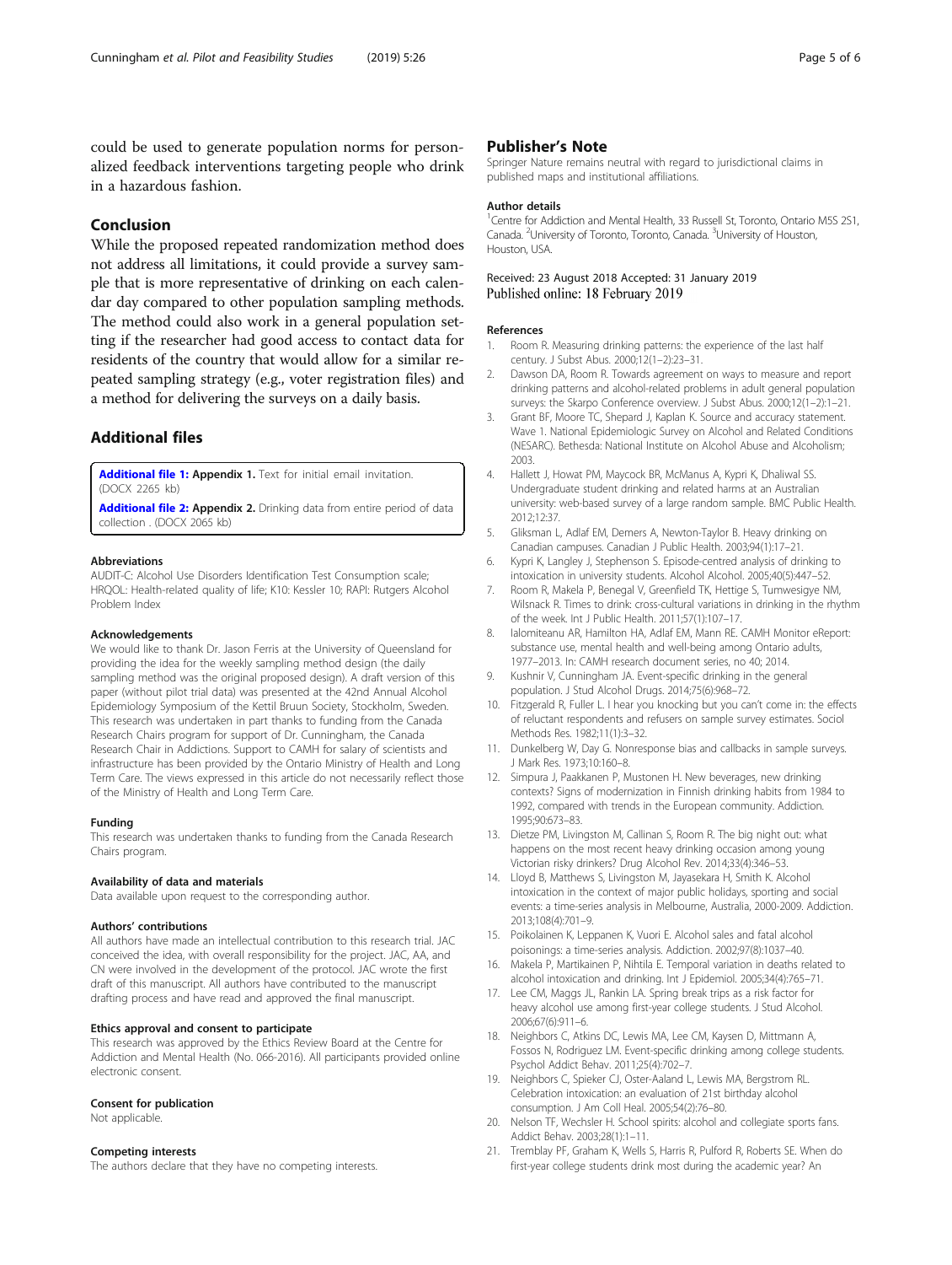could be used to generate population norms for personalized feedback interventions targeting people who drink in a hazardous fashion.

## Conclusion

While the proposed repeated randomization method does not address all limitations, it could provide a survey sample that is more representative of drinking on each calendar day compared to other population sampling methods. The method could also work in a general population setting if the researcher had good access to contact data for residents of the country that would allow for a similar repeated sampling strategy (e.g., voter registration files) and a method for delivering the surveys on a daily basis.

## Additional files

**Additional file 1:** **Appendix 1.** Text for initial email invitation. (DOCX 2265 kb)

**Additional file 2:** **Appendix 2.** Drinking data from entire period of data collection . (DOCX 2065 kb)

#### Abbreviations

AUDIT-C: Alcohol Use Disorders Identification Test Consumption scale; HRQOL: Health-related quality of life; K10: Kessler 10; RAPI: Rutgers Alcohol Problem Index

#### Acknowledgements

We would like to thank Dr. Jason Ferris at the University of Queensland for providing the idea for the weekly sampling method design (the daily sampling method was the original proposed design). A draft version of this paper (without pilot trial data) was presented at the 42nd Annual Alcohol Epidemiology Symposium of the Kettil Bruun Society, Stockholm, Sweden. This research was undertaken in part thanks to funding from the Canada Research Chairs program for support of Dr. Cunningham, the Canada Research Chair in Addictions. Support to CAMH for salary of scientists and infrastructure has been provided by the Ontario Ministry of Health and Long Term Care. The views expressed in this article do not necessarily reflect those of the Ministry of Health and Long Term Care.

#### Funding

This research was undertaken thanks to funding from the Canada Research Chairs program.

#### Availability of data and materials

Data available upon request to the corresponding author.

#### Authors' contributions

All authors have made an intellectual contribution to this research trial. JAC conceived the idea, with overall responsibility for the project. JAC, AA, and CN were involved in the development of the protocol. JAC wrote the first draft of this manuscript. All authors have contributed to the manuscript drafting process and have read and approved the final manuscript.

#### Ethics approval and consent to participate

This research was approved by the Ethics Review Board at the Centre for Addiction and Mental Health (No. 066-2016). All participants provided online electronic consent.

#### Consent for publication

Not applicable.

#### Competing interests

The authors declare that they have no competing interests.

## Publisher's Note

Springer Nature remains neutral with regard to jurisdictional claims in published maps and institutional affiliations.

#### Author details

[1]Centre for Addiction and Mental Health, 33 Russell St, Toronto, Ontario M5S 2S1, Canada. [2]University of Toronto, Toronto, Canada. [3]University of Houston, Houston, USA.

Received: 23 August 2018 Accepted: 31 January 2019
Published online: 18 February 2019

#### References

1. Room R. Measuring drinking patterns: the experience of the last half century. J Subst Abus. 2000;12(1–2):23–31.
2. Dawson DA, Room R. Towards agreement on ways to measure and report drinking patterns and alcohol-related problems in adult general population surveys: the Skarpo Conference overview. J Subst Abus. 2000;12(1–2):1–21.
3. Grant BF, Moore TC, Shepard J, Kaplan K. Source and accuracy statement. Wave 1. National Epidemiologic Survey on Alcohol and Related Conditions (NESARC). Bethesda: National Institute on Alcohol Abuse and Alcoholism; 2003.
4. Hallett J, Howat PM, Maycock BR, McManus A, Kypri K, Dhaliwal SS. Undergraduate student drinking and related harms at an Australian university: web-based survey of a large random sample. BMC Public Health. 2012;12:37.
5. Gliksman L, Adlaf EM, Demers A, Newton-Taylor B. Heavy drinking on Canadian campuses. Canadian J Public Health. 2003;94(1):17–21.
6. Kypri K, Langley J, Stephenson S. Episode-centred analysis of drinking to intoxication in university students. Alcohol Alcohol. 2005;40(5):447–52.
7. Room R, Makela P, Benegal V, Greenfield TK, Hettige S, Tumwesigye NM, Wilsnack R. Times to drink: cross-cultural variations in drinking in the rhythm of the week. Int J Public Health. 2011;57(1):107–17.
8. Ialomiteanu AR, Hamilton HA, Adlaf EM, Mann RE. CAMH Monitor eReport: substance use, mental health and well-being among Ontario adults, 1977–2013. In: CAMH research document series, no 40; 2014.
9. Kushnir V, Cunningham JA. Event-specific drinking in the general population. J Stud Alcohol Drugs. 2014;75(6):968–72.
10. Fitzgerald R, Fuller L. I hear you knocking but you can't come in: the effects of reluctant respondents and refusers on sample survey estimates. Sociol Methods Res. 1982;11(1):3–32.
11. Dunkelberg W, Day G. Nonresponse bias and callbacks in sample surveys. J Mark Res. 1973;10:160–8.
12. Simpura J, Paakkanen P, Mustonen H. New beverages, new drinking contexts? Signs of modernization in Finnish drinking habits from 1984 to 1992, compared with trends in the European community. Addiction. 1995;90:673–83.
13. Dietze PM, Livingston M, Callinan S, Room R. The big night out: what happens on the most recent heavy drinking occasion among young Victorian risky drinkers? Drug Alcohol Rev. 2014;33(4):346–53.
14. Lloyd B, Matthews S, Livingston M, Jayasekara H, Smith K. Alcohol intoxication in the context of major public holidays, sporting and social events: a time-series analysis in Melbourne, Australia, 2000-2009. Addiction. 2013;108(4):701–9.
15. Poikolainen K, Leppanen K, Vuori E. Alcohol sales and fatal alcohol poisonings: a time-series analysis. Addiction. 2002;97(8):1037–40.
16. Makela P, Martikainen P, Nihtila E. Temporal variation in deaths related to alcohol intoxication and drinking. Int J Epidemiol. 2005;34(4):765–71.
17. Lee CM, Maggs JL, Rankin LA. Spring break trips as a risk factor for heavy alcohol use among first-year college students. J Stud Alcohol. 2006;67(6):911–6.
18. Neighbors C, Atkins DC, Lewis MA, Lee CM, Kaysen D, Mittmann A, Fossos N, Rodriguez LM. Event-specific drinking among college students. Psychol Addict Behav. 2011;25(4):702–7.
19. Neighbors C, Spieker CJ, Oster-Aaland L, Lewis MA, Bergstrom RL. Celebration intoxication: an evaluation of 21st birthday alcohol consumption. J Am Coll Heal. 2005;54(2):76–80.
20. Nelson TF, Wechsler H. School spirits: alcohol and collegiate sports fans. Addict Behav. 2003;28(1):1–11.
21. Tremblay PF, Graham K, Wells S, Harris R, Pulford R, Roberts SE. When do first-year college students drink most during the academic year? An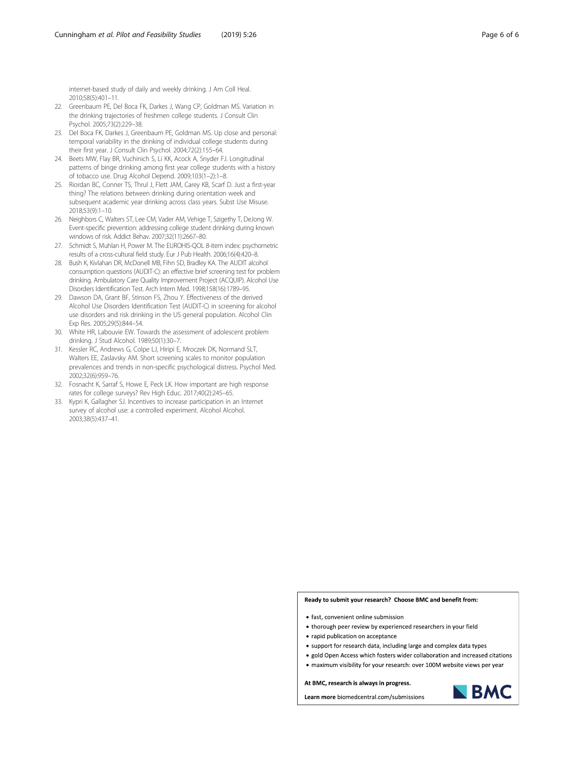internet-based study of daily and weekly drinking. J Am Coll Heal. 2010;58(5):401–11.

22. Greenbaum PE, Del Boca FK, Darkes J, Wang CP, Goldman MS. Variation in the drinking trajectories of freshmen college students. J Consult Clin Psychol. 2005;73(2):229–38.
23. Del Boca FK, Darkes J, Greenbaum PE, Goldman MS. Up close and personal: temporal variability in the drinking of individual college students during their first year. J Consult Clin Psychol. 2004;72(2):155–64.
24. Beets MW, Flay BR, Vuchinich S, Li KK, Acock A, Snyder FJ. Longitudinal patterns of binge drinking among first year college students with a history of tobacco use. Drug Alcohol Depend. 2009;103(1–2):1–8.
25. Riordan BC, Conner TS, Thrul J, Flett JAM, Carey KB, Scarf D. Just a first-year thing? The relations between drinking during orientation week and subsequent academic year drinking across class years. Subst Use Misuse. 2018;53(9):1–10.
26. Neighbors C, Walters ST, Lee CM, Vader AM, Vehige T, Szigethy T, DeJong W. Event-specific prevention: addressing college student drinking during known windows of risk. Addict Behav. 2007;32(11):2667–80.
27. Schmidt S, Muhlan H, Power M. The EUROHIS-QOL 8-item index: psychometric results of a cross-cultural field study. Eur J Pub Health. 2006;16(4):420–8.
28. Bush K, Kivlahan DR, McDonell MB, Fihn SD, Bradley KA. The AUDIT alcohol consumption questions (AUDIT-C): an effective brief screening test for problem drinking. Ambulatory Care Quality Improvement Project (ACQUIP). Alcohol Use Disorders Identification Test. Arch Intern Med. 1998;158(16):1789–95.
29. Dawson DA, Grant BF, Stinson FS, Zhou Y. Effectiveness of the derived Alcohol Use Disorders Identification Test (AUDIT-C) in screening for alcohol use disorders and risk drinking in the US general population. Alcohol Clin Exp Res. 2005;29(5):844–54.
30. White HR, Labouvie EW. Towards the assessment of adolescent problem drinking. J Stud Alcohol. 1989;50(1):30–7.
31. Kessler RC, Andrews G, Colpe LJ, Hiripi E, Mroczek DK, Normand SLT, Walters EE, Zaslavsky AM. Short screening scales to monitor population prevalences and trends in non-specific psychological distress. Psychol Med. 2002;32(6):959–76.
32. Fosnacht K, Sarraf S, Howe E, Peck LK. How important are high response rates for college surveys? Rev High Educ. 2017;40(2):245–65.
33. Kypri K, Gallagher SJ. Incentives to increase participation in an Internet survey of alcohol use: a controlled experiment. Alcohol Alcohol. 2003;38(5):437–41.

**Ready to submit your research? Choose BMC and benefit from:**

- fast, convenient online submission
- thorough peer review by experienced researchers in your field
- rapid publication on acceptance
- support for research data, including large and complex data types
- gold Open Access which fosters wider collaboration and increased citations
- maximum visibility for your research: over 100M website views per year

**At BMC, research is always in progress.**

**Learn more** biomedcentral.com/submissions

BMC